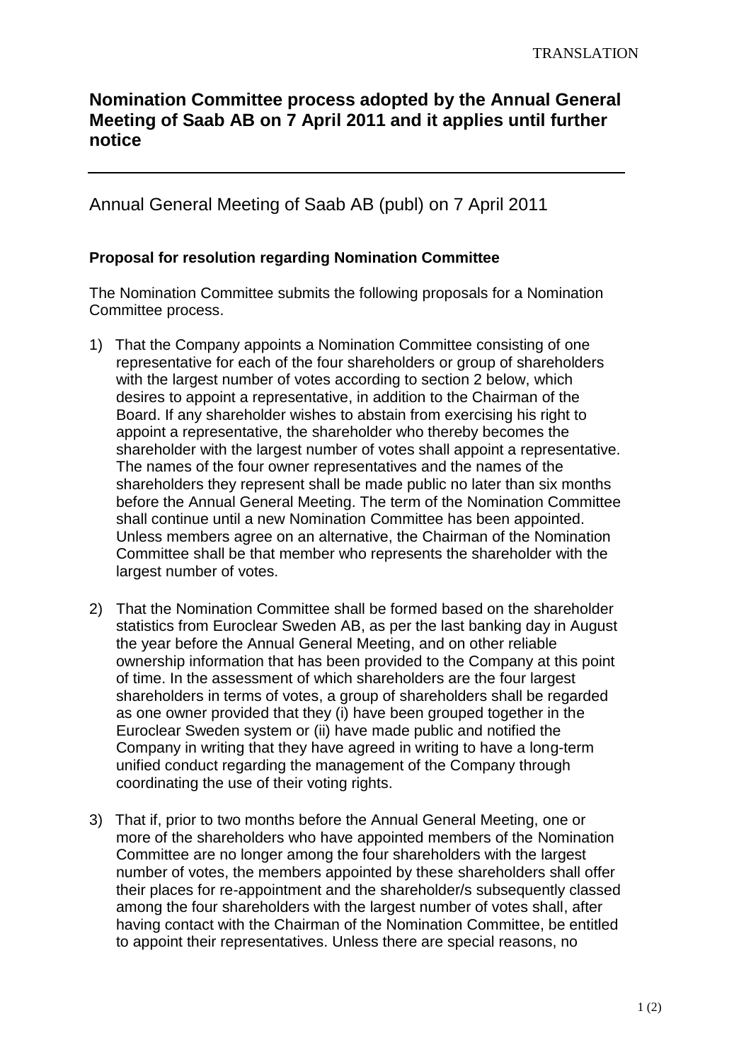TRANSLATION

# Nomination Committee process adopted by the Annual General Meeting of Saab AB on 7 April 2011 and it applies until further notice

---

## Annual General Meeting of Saab AB (publ) on 7 April 2011

### Proposal for resolution regarding Nomination Committee

The Nomination Committee submits the following proposals for a Nomination Committee process.

1) That the Company appoints a Nomination Committee consisting of one representative for each of the four shareholders or group of shareholders with the largest number of votes according to section 2 below, which desires to appoint a representative, in addition to the Chairman of the Board. If any shareholder wishes to abstain from exercising his right to appoint a representative, the shareholder who thereby becomes the shareholder with the largest number of votes shall appoint a representative. The names of the four owner representatives and the names of the shareholders they represent shall be made public no later than six months before the Annual General Meeting. The term of the Nomination Committee shall continue until a new Nomination Committee has been appointed. Unless members agree on an alternative, the Chairman of the Nomination Committee shall be that member who represents the shareholder with the largest number of votes.

2) That the Nomination Committee shall be formed based on the shareholder statistics from Euroclear Sweden AB, as per the last banking day in August the year before the Annual General Meeting, and on other reliable ownership information that has been provided to the Company at this point of time. In the assessment of which shareholders are the four largest shareholders in terms of votes, a group of shareholders shall be regarded as one owner provided that they (i) have been grouped together in the Euroclear Sweden system or (ii) have made public and notified the Company in writing that they have agreed in writing to have a long-term unified conduct regarding the management of the Company through coordinating the use of their voting rights.

3) That if, prior to two months before the Annual General Meeting, one or more of the shareholders who have appointed members of the Nomination Committee are no longer among the four shareholders with the largest number of votes, the members appointed by these shareholders shall offer their places for re-appointment and the shareholder/s subsequently classed among the four shareholders with the largest number of votes shall, after having contact with the Chairman of the Nomination Committee, be entitled to appoint their representatives. Unless there are special reasons, no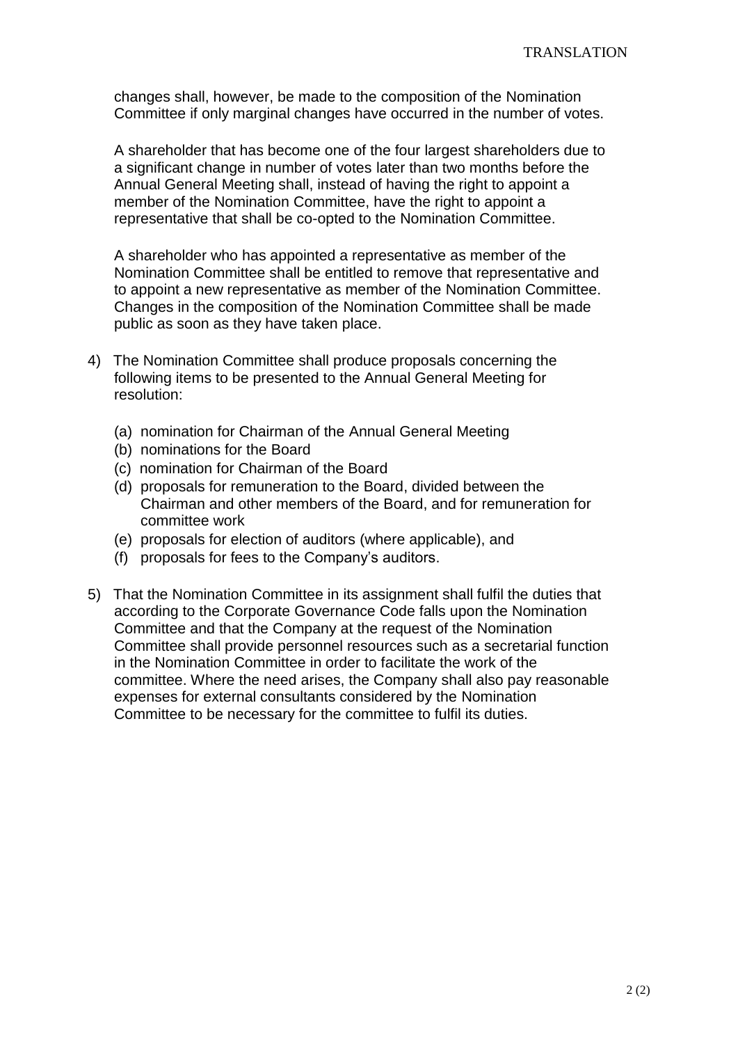changes shall, however, be made to the composition of the Nomination Committee if only marginal changes have occurred in the number of votes.

A shareholder that has become one of the four largest shareholders due to a significant change in number of votes later than two months before the Annual General Meeting shall, instead of having the right to appoint a member of the Nomination Committee, have the right to appoint a representative that shall be co-opted to the Nomination Committee.

A shareholder who has appointed a representative as member of the Nomination Committee shall be entitled to remove that representative and to appoint a new representative as member of the Nomination Committee. Changes in the composition of the Nomination Committee shall be made public as soon as they have taken place.

4) The Nomination Committee shall produce proposals concerning the following items to be presented to the Annual General Meeting for resolution:

   (a) nomination for Chairman of the Annual General Meeting
   (b) nominations for the Board
   (c) nomination for Chairman of the Board
   (d) proposals for remuneration to the Board, divided between the Chairman and other members of the Board, and for remuneration for committee work
   (e) proposals for election of auditors (where applicable), and
   (f) proposals for fees to the Company's auditors.

5) That the Nomination Committee in its assignment shall fulfil the duties that according to the Corporate Governance Code falls upon the Nomination Committee and that the Company at the request of the Nomination Committee shall provide personnel resources such as a secretarial function in the Nomination Committee in order to facilitate the work of the committee. Where the need arises, the Company shall also pay reasonable expenses for external consultants considered by the Nomination Committee to be necessary for the committee to fulfil its duties.